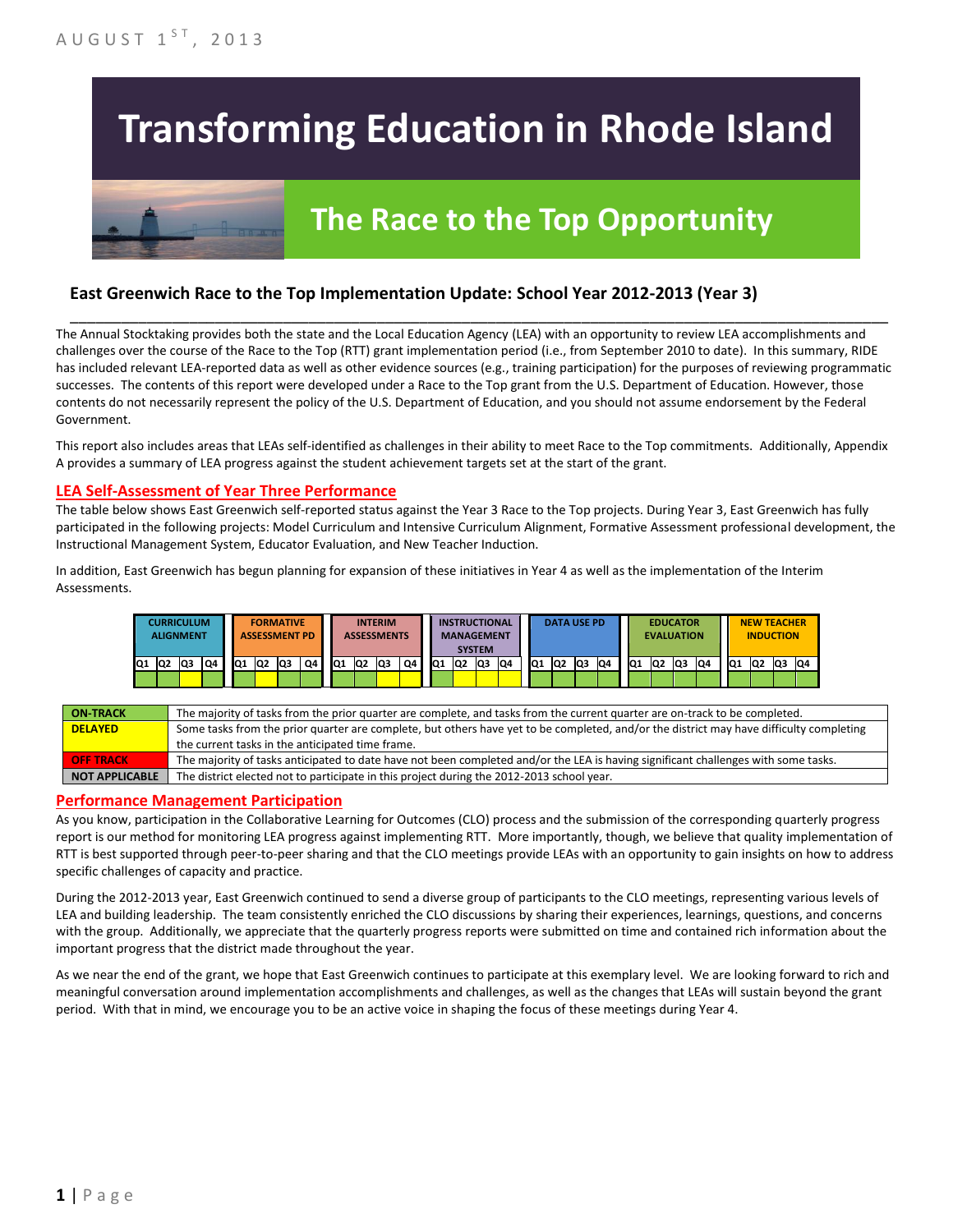AUGUST 1ST, 2013

# Transforming Education in Rhode Island

## The Race to the Top Opportunity

### East Greenwich Race to the Top Implementation Update: School Year 2012-2013 (Year 3)

The Annual Stocktaking provides both the state and the Local Education Agency (LEA) with an opportunity to review LEA accomplishments and challenges over the course of the Race to the Top (RTT) grant implementation period (i.e., from September 2010 to date). In this summary, RIDE has included relevant LEA-reported data as well as other evidence sources (e.g., training participation) for the purposes of reviewing programmatic successes. The contents of this report were developed under a Race to the Top grant from the U.S. Department of Education. However, those contents do not necessarily represent the policy of the U.S. Department of Education, and you should not assume endorsement by the Federal Government.

This report also includes areas that LEAs self-identified as challenges in their ability to meet Race to the Top commitments. Additionally, Appendix A provides a summary of LEA progress against the student achievement targets set at the start of the grant.

## LEA Self-Assessment of Year Three Performance

The table below shows East Greenwich self-reported status against the Year 3 Race to the Top projects. During Year 3, East Greenwich has fully participated in the following projects: Model Curriculum and Intensive Curriculum Alignment, Formative Assessment professional development, the Instructional Management System, Educator Evaluation, and New Teacher Induction.

In addition, East Greenwich has begun planning for expansion of these initiatives in Year 4 as well as the implementation of the Interim Assessments.

| CURRICULUM ALIGNMENT | | | | FORMATIVE ASSESSMENT PD | | | | INTERIM ASSESSMENTS | | | | INSTRUCTIONAL MANAGEMENT SYSTEM | | | | DATA USE PD | | | | EDUCATOR EVALUATION | | | | NEW TEACHER INDUCTION | | | |
|---|---|---|---|---|---|---|---|---|---|---|---|---|---|---|---|---|---|---|---|---|---|---|---|---|---|---|---|
| Q1 | Q2 | Q3 | Q4 | Q1 | Q2 | Q3 | Q4 | Q1 | Q2 | Q3 | Q4 | Q1 | Q2 | Q3 | Q4 | Q1 | Q2 | Q3 | Q4 | Q1 | Q2 | Q3 | Q4 | Q1 | Q2 | Q3 | Q4 |
| On-Track | On-Track | Delayed | On-Track | On-Track | Delayed | On-Track | On-Track | On-Track | On-Track | Delayed | Delayed | On-Track | Delayed | Delayed | Delayed | On-Track | On-Track | On-Track | On-Track | On-Track | On-Track | On-Track | On-Track | On-Track | On-Track | On-Track | On-Track |

| Status | Description |
|---|---|
| ON-TRACK | The majority of tasks from the prior quarter are complete, and tasks from the current quarter are on-track to be completed. |
| DELAYED | Some tasks from the prior quarter are complete, but others have yet to be completed, and/or the district may have difficulty completing the current tasks in the anticipated time frame. |
| OFF TRACK | The majority of tasks anticipated to date have not been completed and/or the LEA is having significant challenges with some tasks. |
| NOT APPLICABLE | The district elected not to participate in this project during the 2012-2013 school year. |

## Performance Management Participation

As you know, participation in the Collaborative Learning for Outcomes (CLO) process and the submission of the corresponding quarterly progress report is our method for monitoring LEA progress against implementing RTT. More importantly, though, we believe that quality implementation of RTT is best supported through peer-to-peer sharing and that the CLO meetings provide LEAs with an opportunity to gain insights on how to address specific challenges of capacity and practice.

During the 2012-2013 year, East Greenwich continued to send a diverse group of participants to the CLO meetings, representing various levels of LEA and building leadership. The team consistently enriched the CLO discussions by sharing their experiences, learnings, questions, and concerns with the group. Additionally, we appreciate that the quarterly progress reports were submitted on time and contained rich information about the important progress that the district made throughout the year.

As we near the end of the grant, we hope that East Greenwich continues to participate at this exemplary level. We are looking forward to rich and meaningful conversation around implementation accomplishments and challenges, as well as the changes that LEAs will sustain beyond the grant period. With that in mind, we encourage you to be an active voice in shaping the focus of these meetings during Year 4.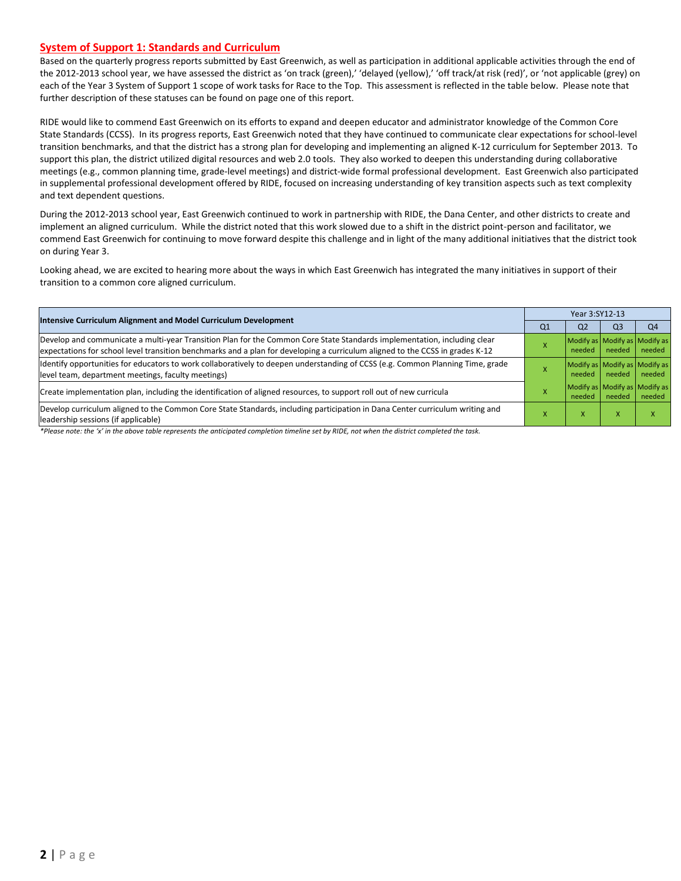## System of Support 1: Standards and Curriculum

Based on the quarterly progress reports submitted by East Greenwich, as well as participation in additional applicable activities through the end of the 2012-2013 school year, we have assessed the district as 'on track (green),' 'delayed (yellow),' 'off track/at risk (red)', or 'not applicable (grey) on each of the Year 3 System of Support 1 scope of work tasks for Race to the Top. This assessment is reflected in the table below. Please note that further description of these statuses can be found on page one of this report.

RIDE would like to commend East Greenwich on its efforts to expand and deepen educator and administrator knowledge of the Common Core State Standards (CCSS). In its progress reports, East Greenwich noted that they have continued to communicate clear expectations for school-level transition benchmarks, and that the district has a strong plan for developing and implementing an aligned K-12 curriculum for September 2013. To support this plan, the district utilized digital resources and web 2.0 tools. They also worked to deepen this understanding during collaborative meetings (e.g., common planning time, grade-level meetings) and district-wide formal professional development. East Greenwich also participated in supplemental professional development offered by RIDE, focused on increasing understanding of key transition aspects such as text complexity and text dependent questions.

During the 2012-2013 school year, East Greenwich continued to work in partnership with RIDE, the Dana Center, and other districts to create and implement an aligned curriculum. While the district noted that this work slowed due to a shift in the district point-person and facilitator, we commend East Greenwich for continuing to move forward despite this challenge and in light of the many additional initiatives that the district took on during Year 3.

Looking ahead, we are excited to hearing more about the ways in which East Greenwich has integrated the many initiatives in support of their transition to a common core aligned curriculum.

| Intensive Curriculum Alignment and Model Curriculum Development | Year 3:SY12-13 | | | |
|---|---|---|---|---|
| | Q1 | Q2 | Q3 | Q4 |
| Develop and communicate a multi-year Transition Plan for the Common Core State Standards implementation, including clear expectations for school level transition benchmarks and a plan for developing a curriculum aligned to the CCSS in grades K-12 | x | Modify as needed | Modify as needed | Modify as needed |
| Identify opportunities for educators to work collaboratively to deepen understanding of CCSS (e.g. Common Planning Time, grade level team, department meetings, faculty meetings) | x | Modify as needed | Modify as needed | Modify as needed |
| Create implementation plan, including the identification of aligned resources, to support roll out of new curricula | x | Modify as needed | Modify as needed | Modify as needed |
| Develop curriculum aligned to the Common Core State Standards, including participation in Dana Center curriculum writing and leadership sessions (if applicable) | x | x | x | x |

*Please note: the 'x' in the above table represents the anticipated completion timeline set by RIDE, not when the district completed the task.*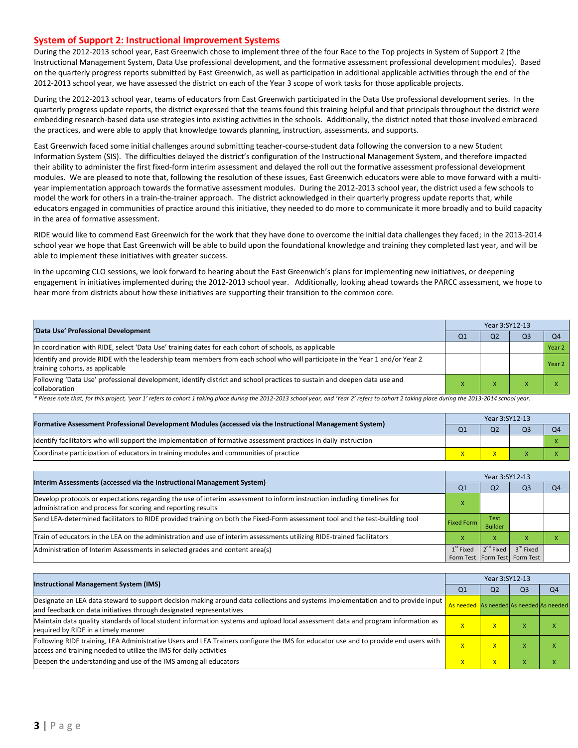## System of Support 2: Instructional Improvement Systems

During the 2012-2013 school year, East Greenwich chose to implement three of the four Race to the Top projects in System of Support 2 (the Instructional Management System, Data Use professional development, and the formative assessment professional development modules). Based on the quarterly progress reports submitted by East Greenwich, as well as participation in additional applicable activities through the end of the 2012-2013 school year, we have assessed the district on each of the Year 3 scope of work tasks for those applicable projects.

During the 2012-2013 school year, teams of educators from East Greenwich participated in the Data Use professional development series. In the quarterly progress update reports, the district expressed that the teams found this training helpful and that principals throughout the district were embedding research-based data use strategies into existing activities in the schools. Additionally, the district noted that those involved embraced the practices, and were able to apply that knowledge towards planning, instruction, assessments, and supports.

East Greenwich faced some initial challenges around submitting teacher-course-student data following the conversion to a new Student Information System (SIS). The difficulties delayed the district's configuration of the Instructional Management System, and therefore impacted their ability to administer the first fixed-form interim assessment and delayed the roll out the formative assessment professional development modules. We are pleased to note that, following the resolution of these issues, East Greenwich educators were able to move forward with a multi-year implementation approach towards the formative assessment modules. During the 2012-2013 school year, the district used a few schools to model the work for others in a train-the-trainer approach. The district acknowledged in their quarterly progress update reports that, while educators engaged in communities of practice around this initiative, they needed to do more to communicate it more broadly and to build capacity in the area of formative assessment.

RIDE would like to commend East Greenwich for the work that they have done to overcome the initial data challenges they faced; in the 2013-2014 school year we hope that East Greenwich will be able to build upon the foundational knowledge and training they completed last year, and will be able to implement these initiatives with greater success.

In the upcoming CLO sessions, we look forward to hearing about the East Greenwich's plans for implementing new initiatives, or deepening engagement in initiatives implemented during the 2012-2013 school year. Additionally, looking ahead towards the PARCC assessment, we hope to hear more from districts about how these initiatives are supporting their transition to the common core.

| 'Data Use' Professional Development | Year 3:SY12-13 | | | |
|---|---|---|---|---|
| | Q1 | Q2 | Q3 | Q4 |
| In coordination with RIDE, select 'Data Use' training dates for each cohort of schools, as applicable | | | | Year 2 |
| Identify and provide RIDE with the leadership team members from each school who will participate in the Year 1 and/or Year 2 training cohorts, as applicable | | | | Year 2 |
| Following 'Data Use' professional development, identify district and school practices to sustain and deepen data use and collaboration | x | x | x | x |

* Please note that, for this project, 'year 1' refers to cohort 1 taking place during the 2012-2013 school year, and 'Year 2' refers to cohort 2 taking place during the 2013-2014 school year.

| Formative Assessment Professional Development Modules (accessed via the Instructional Management System) | Year 3:SY12-13 | | | |
|---|---|---|---|---|
| | Q1 | Q2 | Q3 | Q4 |
| Identify facilitators who will support the implementation of formative assessment practices in daily instruction | | | | x |
| Coordinate participation of educators in training modules and communities of practice | x | x | x | x |

| Interim Assessments (accessed via the Instructional Management System) | Year 3:SY12-13 | | | |
|---|---|---|---|---|
| | Q1 | Q2 | Q3 | Q4 |
| Develop protocols or expectations regarding the use of interim assessment to inform instruction including timelines for administration and process for scoring and reporting results | x | | | |
| Send LEA-determined facilitators to RIDE provided training on both the Fixed-Form assessment tool and the test-building tool | Fixed Form | Test Builder | | |
| Train of educators in the LEA on the administration and use of interim assessments utilizing RIDE-trained facilitators | x | x | x | x |
| Administration of Interim Assessments in selected grades and content area(s) | 1st Fixed Form Test | 2nd Fixed Form Test | 3rd Fixed Form Test | |

| Instructional Management System (IMS) | Year 3:SY12-13 | | | |
|---|---|---|---|---|
| | Q1 | Q2 | Q3 | Q4 |
| Designate an LEA data steward to support decision making around data collections and systems implementation and to provide input and feedback on data initiatives through designated representatives | As needed | As needed | As needed | As needed |
| Maintain data quality standards of local student information systems and upload local assessment data and program information as required by RIDE in a timely manner | x | x | x | x |
| Following RIDE training, LEA Administrative Users and LEA Trainers configure the IMS for educator use and to provide end users with access and training needed to utilize the IMS for daily activities | x | x | x | x |
| Deepen the understanding and use of the IMS among all educators | x | x | x | x |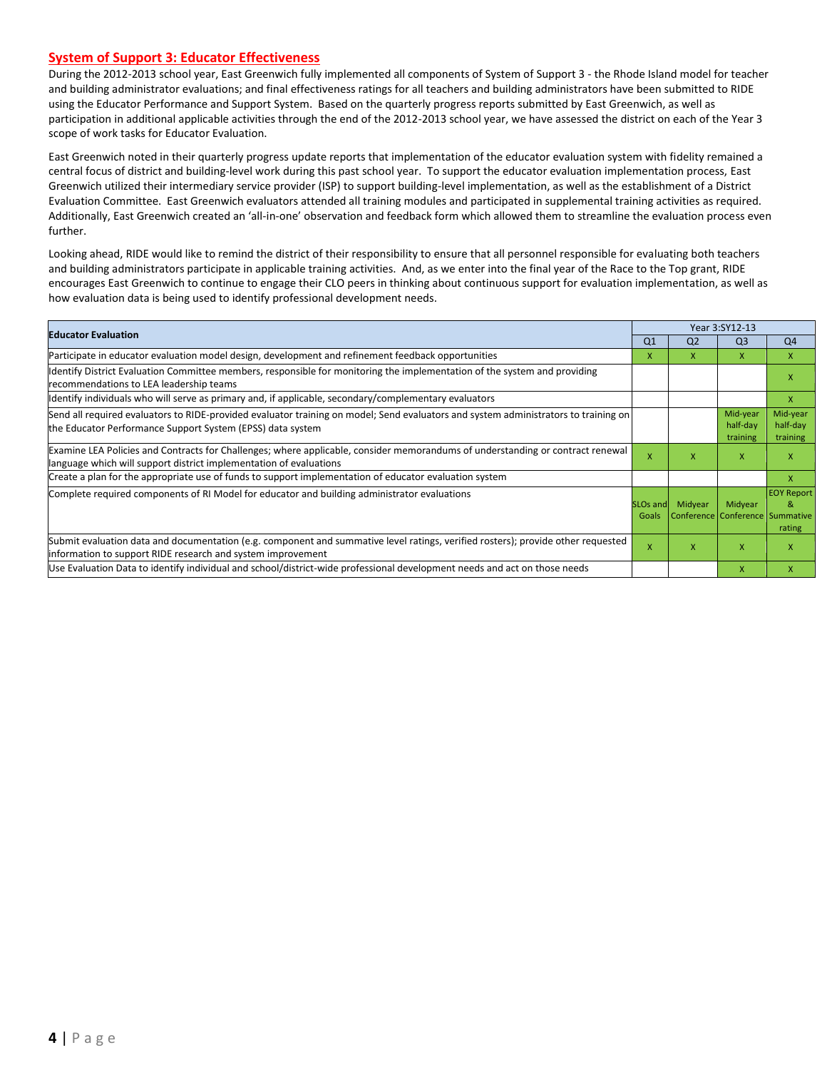## System of Support 3: Educator Effectiveness

During the 2012-2013 school year, East Greenwich fully implemented all components of System of Support 3 - the Rhode Island model for teacher and building administrator evaluations; and final effectiveness ratings for all teachers and building administrators have been submitted to RIDE using the Educator Performance and Support System. Based on the quarterly progress reports submitted by East Greenwich, as well as participation in additional applicable activities through the end of the 2012-2013 school year, we have assessed the district on each of the Year 3 scope of work tasks for Educator Evaluation.

East Greenwich noted in their quarterly progress update reports that implementation of the educator evaluation system with fidelity remained a central focus of district and building-level work during this past school year. To support the educator evaluation implementation process, East Greenwich utilized their intermediary service provider (ISP) to support building-level implementation, as well as the establishment of a District Evaluation Committee. East Greenwich evaluators attended all training modules and participated in supplemental training activities as required. Additionally, East Greenwich created an 'all-in-one' observation and feedback form which allowed them to streamline the evaluation process even further.

Looking ahead, RIDE would like to remind the district of their responsibility to ensure that all personnel responsible for evaluating both teachers and building administrators participate in applicable training activities. And, as we enter into the final year of the Race to the Top grant, RIDE encourages East Greenwich to continue to engage their CLO peers in thinking about continuous support for evaluation implementation, as well as how evaluation data is being used to identify professional development needs.

| Educator Evaluation | Year 3:SY12-13 | | | |
|---|---|---|---|---|
| | Q1 | Q2 | Q3 | Q4 |
| Participate in educator evaluation model design, development and refinement feedback opportunities | x | x | x | x |
| Identify District Evaluation Committee members, responsible for monitoring the implementation of the system and providing recommendations to LEA leadership teams | | | | x |
| Identify individuals who will serve as primary and, if applicable, secondary/complementary evaluators | | | | x |
| Send all required evaluators to RIDE-provided evaluator training on model; Send evaluators and system administrators to training on the Educator Performance Support System (EPSS) data system | | | Mid-year half-day training | Mid-year half-day training |
| Examine LEA Policies and Contracts for Challenges; where applicable, consider memorandums of understanding or contract renewal language which will support district implementation of evaluations | x | x | x | x |
| Create a plan for the appropriate use of funds to support implementation of educator evaluation system | | | | x |
| Complete required components of RI Model for educator and building administrator evaluations | SLOs and Goals | Midyear Conference | Midyear Conference | EOY Report & Summative rating |
| Submit evaluation data and documentation (e.g. component and summative level ratings, verified rosters); provide other requested information to support RIDE research and system improvement | x | x | x | x |
| Use Evaluation Data to identify individual and school/district-wide professional development needs and act on those needs | | | x | x |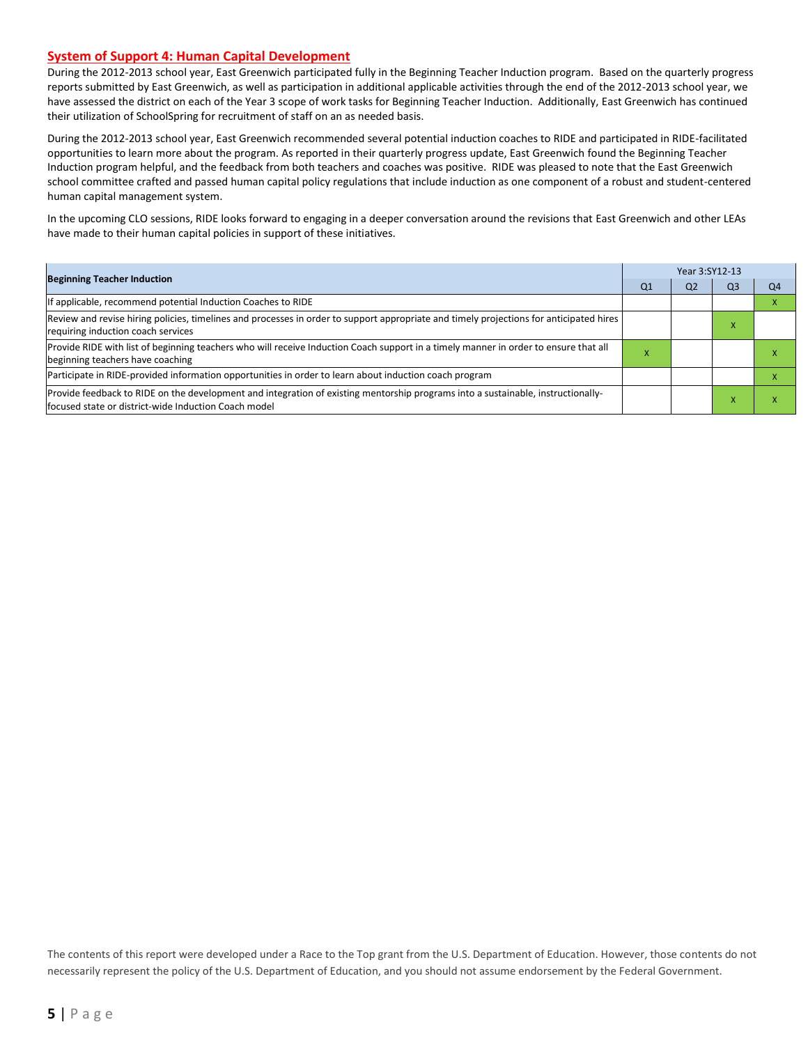## System of Support 4: Human Capital Development

During the 2012-2013 school year, East Greenwich participated fully in the Beginning Teacher Induction program. Based on the quarterly progress reports submitted by East Greenwich, as well as participation in additional applicable activities through the end of the 2012-2013 school year, we have assessed the district on each of the Year 3 scope of work tasks for Beginning Teacher Induction. Additionally, East Greenwich has continued their utilization of SchoolSpring for recruitment of staff on an as needed basis.

During the 2012-2013 school year, East Greenwich recommended several potential induction coaches to RIDE and participated in RIDE-facilitated opportunities to learn more about the program. As reported in their quarterly progress update, East Greenwich found the Beginning Teacher Induction program helpful, and the feedback from both teachers and coaches was positive. RIDE was pleased to note that the East Greenwich school committee crafted and passed human capital policy regulations that include induction as one component of a robust and student-centered human capital management system.

In the upcoming CLO sessions, RIDE looks forward to engaging in a deeper conversation around the revisions that East Greenwich and other LEAs have made to their human capital policies in support of these initiatives.

| Beginning Teacher Induction | Year 3:SY12-13 | | | |
|---|---|---|---|---|
| | Q1 | Q2 | Q3 | Q4 |
| If applicable, recommend potential Induction Coaches to RIDE | | | | x |
| Review and revise hiring policies, timelines and processes in order to support appropriate and timely projections for anticipated hires requiring induction coach services | | | x | |
| Provide RIDE with list of beginning teachers who will receive Induction Coach support in a timely manner in order to ensure that all beginning teachers have coaching | x | | | x |
| Participate in RIDE-provided information opportunities in order to learn about induction coach program | | | | x |
| Provide feedback to RIDE on the development and integration of existing mentorship programs into a sustainable, instructionally-focused state or district-wide Induction Coach model | | | x | x |

The contents of this report were developed under a Race to the Top grant from the U.S. Department of Education. However, those contents do not necessarily represent the policy of the U.S. Department of Education, and you should not assume endorsement by the Federal Government.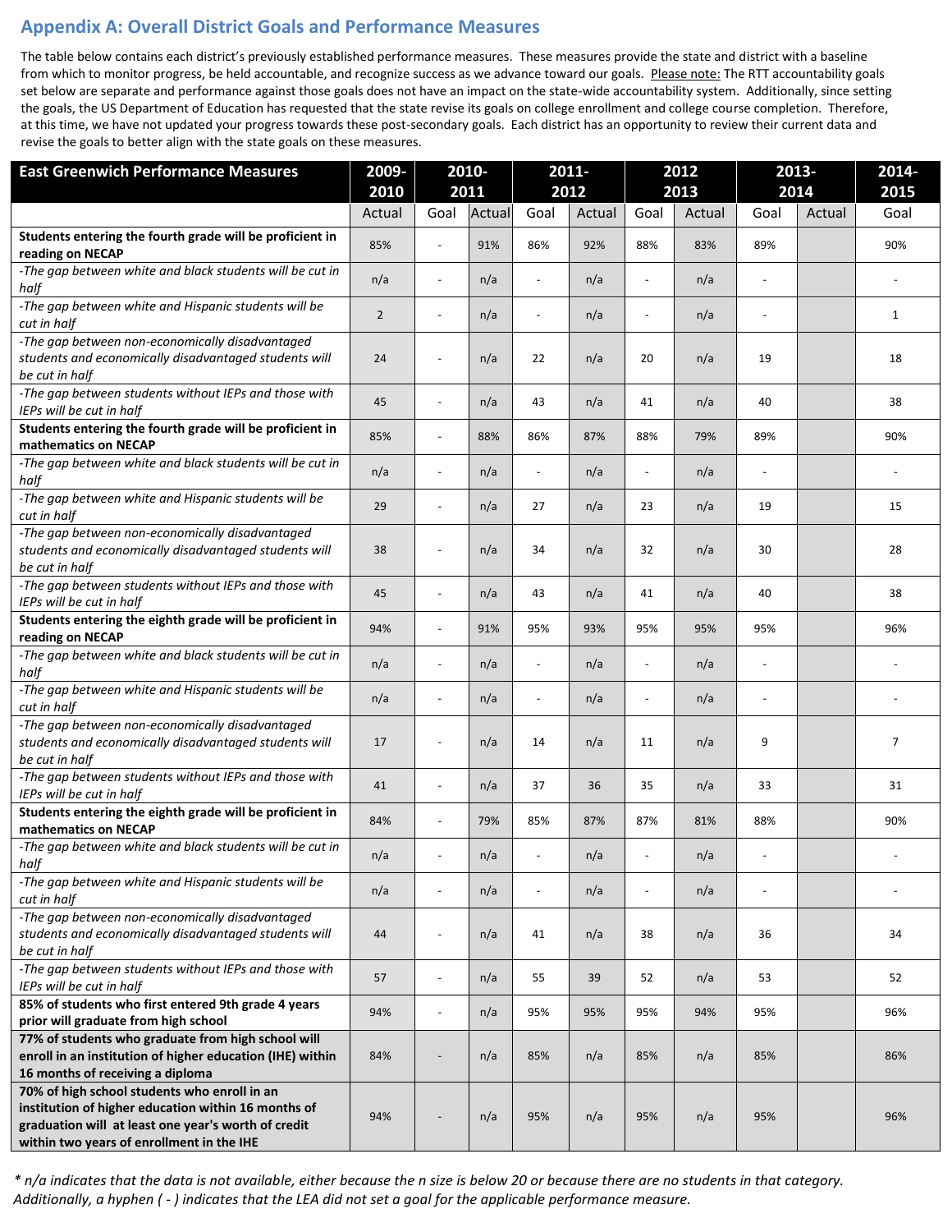## Appendix A: Overall District Goals and Performance Measures

The table below contains each district's previously established performance measures. These measures provide the state and district with a baseline from which to monitor progress, be held accountable, and recognize success as we advance toward our goals. Please note: The RTT accountability goals set below are separate and performance against those goals does not have an impact on the state-wide accountability system. Additionally, since setting the goals, the US Department of Education has requested that the state revise its goals on college enrollment and college course completion. Therefore, at this time, we have not updated your progress towards these post-secondary goals. Each district has an opportunity to review their current data and revise the goals to better align with the state goals on these measures.

| East Greenwich Performance Measures | 2009-2010 | 2010-2011 | | 2011-2012 | | 2012 2013 | | 2013-2014 | | 2014-2015 |
|---|---|---|---|---|---|---|---|---|---|---|
| | Actual | Goal | Actual | Goal | Actual | Goal | Actual | Goal | Actual | Goal |
| **Students entering the fourth grade will be proficient in reading on NECAP** | 85% | - | 91% | 86% | 92% | 88% | 83% | 89% | | 90% |
| *-The gap between white and black students will be cut in half* | n/a | - | n/a | - | n/a | - | n/a | - | | - |
| *-The gap between white and Hispanic students will be cut in half* | 2 | - | n/a | - | n/a | - | n/a | - | | 1 |
| *-The gap between non-economically disadvantaged students and economically disadvantaged students will be cut in half* | 24 | - | n/a | 22 | n/a | 20 | n/a | 19 | | 18 |
| *-The gap between students without IEPs and those with IEPs will be cut in half* | 45 | - | n/a | 43 | n/a | 41 | n/a | 40 | | 38 |
| **Students entering the fourth grade will be proficient in mathematics on NECAP** | 85% | - | 88% | 86% | 87% | 88% | 79% | 89% | | 90% |
| *-The gap between white and black students will be cut in half* | n/a | - | n/a | - | n/a | - | n/a | - | | - |
| *-The gap between white and Hispanic students will be cut in half* | 29 | - | n/a | 27 | n/a | 23 | n/a | 19 | | 15 |
| *-The gap between non-economically disadvantaged students and economically disadvantaged students will be cut in half* | 38 | - | n/a | 34 | n/a | 32 | n/a | 30 | | 28 |
| *-The gap between students without IEPs and those with IEPs will be cut in half* | 45 | - | n/a | 43 | n/a | 41 | n/a | 40 | | 38 |
| **Students entering the eighth grade will be proficient in reading on NECAP** | 94% | - | 91% | 95% | 93% | 95% | 95% | 95% | | 96% |
| *-The gap between white and black students will be cut in half* | n/a | - | n/a | - | n/a | - | n/a | - | | - |
| *-The gap between white and Hispanic students will be cut in half* | n/a | - | n/a | - | n/a | - | n/a | - | | - |
| *-The gap between non-economically disadvantaged students and economically disadvantaged students will be cut in half* | 17 | - | n/a | 14 | n/a | 11 | n/a | 9 | | 7 |
| *-The gap between students without IEPs and those with IEPs will be cut in half* | 41 | - | n/a | 37 | 36 | 35 | n/a | 33 | | 31 |
| **Students entering the eighth grade will be proficient in mathematics on NECAP** | 84% | - | 79% | 85% | 87% | 87% | 81% | 88% | | 90% |
| *-The gap between white and black students will be cut in half* | n/a | - | n/a | - | n/a | - | n/a | - | | - |
| *-The gap between white and Hispanic students will be cut in half* | n/a | - | n/a | - | n/a | - | n/a | - | | - |
| *-The gap between non-economically disadvantaged students and economically disadvantaged students will be cut in half* | 44 | - | n/a | 41 | n/a | 38 | n/a | 36 | | 34 |
| *-The gap between students without IEPs and those with IEPs will be cut in half* | 57 | - | n/a | 55 | 39 | 52 | n/a | 53 | | 52 |
| **85% of students who first entered 9th grade 4 years prior will graduate from high school** | 94% | - | n/a | 95% | 95% | 95% | 94% | 95% | | 96% |
| **77% of students who graduate from high school will enroll in an institution of higher education (IHE) within 16 months of receiving a diploma** | 84% | - | n/a | 85% | n/a | 85% | n/a | 85% | | 86% |
| **70% of high school students who enroll in an institution of higher education within 16 months of graduation will at least one year's worth of credit within two years of enrollment in the IHE** | 94% | - | n/a | 95% | n/a | 95% | n/a | 95% | | 96% |

*\* n/a indicates that the data is not available, either because the n size is below 20 or because there are no students in that category. Additionally, a hyphen ( - ) indicates that the LEA did not set a goal for the applicable performance measure.*